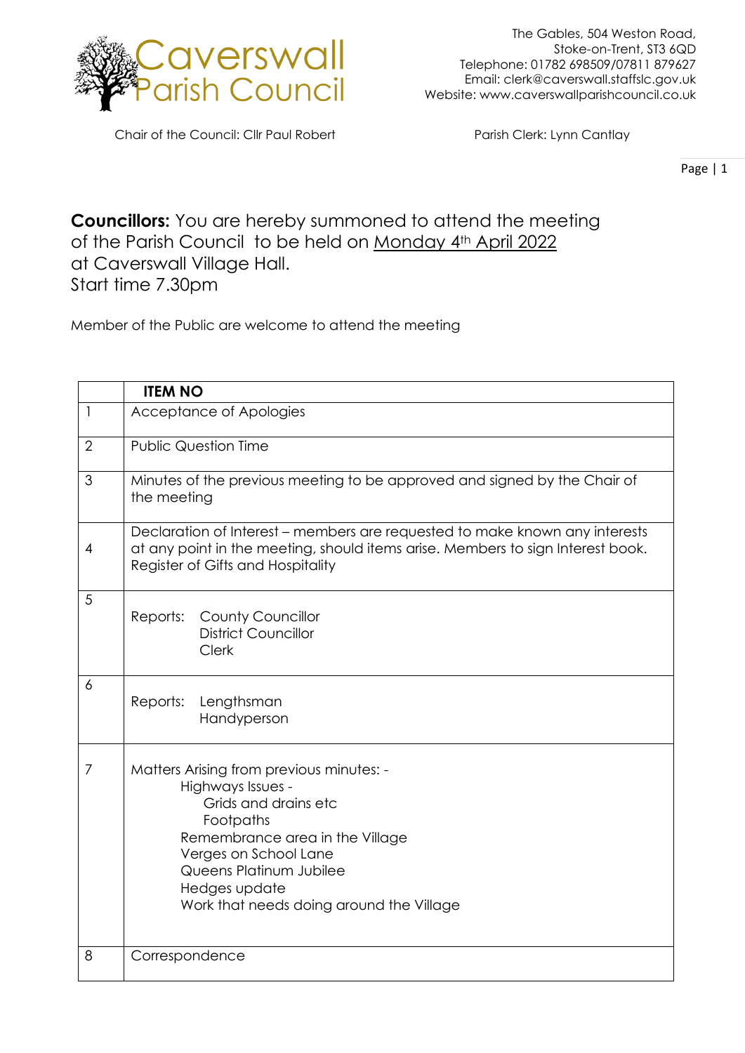# Caverswall Parish Council

The Gables, 504 Weston Road,
Stoke-on-Trent, ST3 6QD
Telephone: 01782 698509/07811 879627
Email: clerk@caverswall.staffslc.gov.uk
Website: www.caverswallparishcouncil.co.uk

Chair of the Council: Cllr Paul Robert

Parish Clerk: Lynn Cantlay

**Councillors:** You are hereby summoned to attend the meeting of the Parish Council to be held on Monday 4th April 2022 at Caverswall Village Hall.
Start time 7.30pm

Member of the Public are welcome to attend the meeting

| | **ITEM NO** |
|---|---|
| 1 | Acceptance of Apologies |
| 2 | Public Question Time |
| 3 | Minutes of the previous meeting to be approved and signed by the Chair of the meeting |
| 4 | Declaration of Interest – members are requested to make known any interests at any point in the meeting, should items arise. Members to sign Interest book. Register of Gifts and Hospitality |
| 5 | Reports: County Councillor<br>District Councillor<br>Clerk |
| 6 | Reports: Lengthsman<br>Handyperson |
| 7 | Matters Arising from previous minutes: -<br>Highways Issues -<br>Grids and drains etc<br>Footpaths<br>Remembrance area in the Village<br>Verges on School Lane<br>Queens Platinum Jubilee<br>Hedges update<br>Work that needs doing around the Village |
| 8 | Correspondence |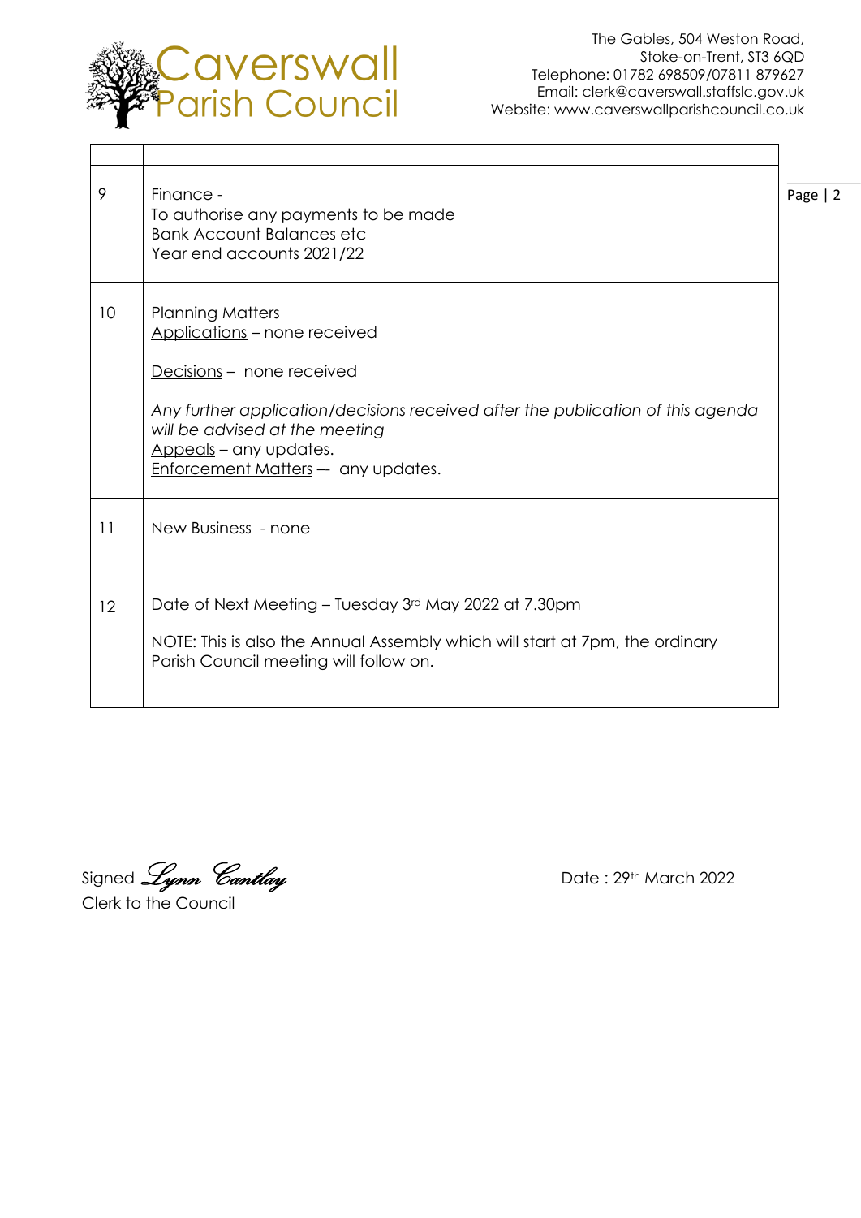Caverswall Parish Council

The Gables, 504 Weston Road,
Stoke-on-Trent, ST3 6QD
Telephone: 01782 698509/07811 879627
Email: clerk@caverswall.staffslc.gov.uk
Website: www.caverswallparishcouncil.co.uk

| | |
|---|---|
| 9 | Finance -<br>To authorise any payments to be made<br>Bank Account Balances etc<br>Year end accounts 2021/22 |
| 10 | Planning Matters<br>Applications – none received<br><br>Decisions – none received<br><br>*Any further application/decisions received after the publication of this agenda will be advised at the meeting*<br>Appeals – any updates.<br>Enforcement Matters — any updates. |
| 11 | New Business - none |
| 12 | Date of Next Meeting – Tuesday 3rd May 2022 at 7.30pm<br><br>NOTE: This is also the Annual Assembly which will start at 7pm, the ordinary Parish Council meeting will follow on. |

Signed *Lynn Cantlay*
Clerk to the Council

Date : 29th March 2022